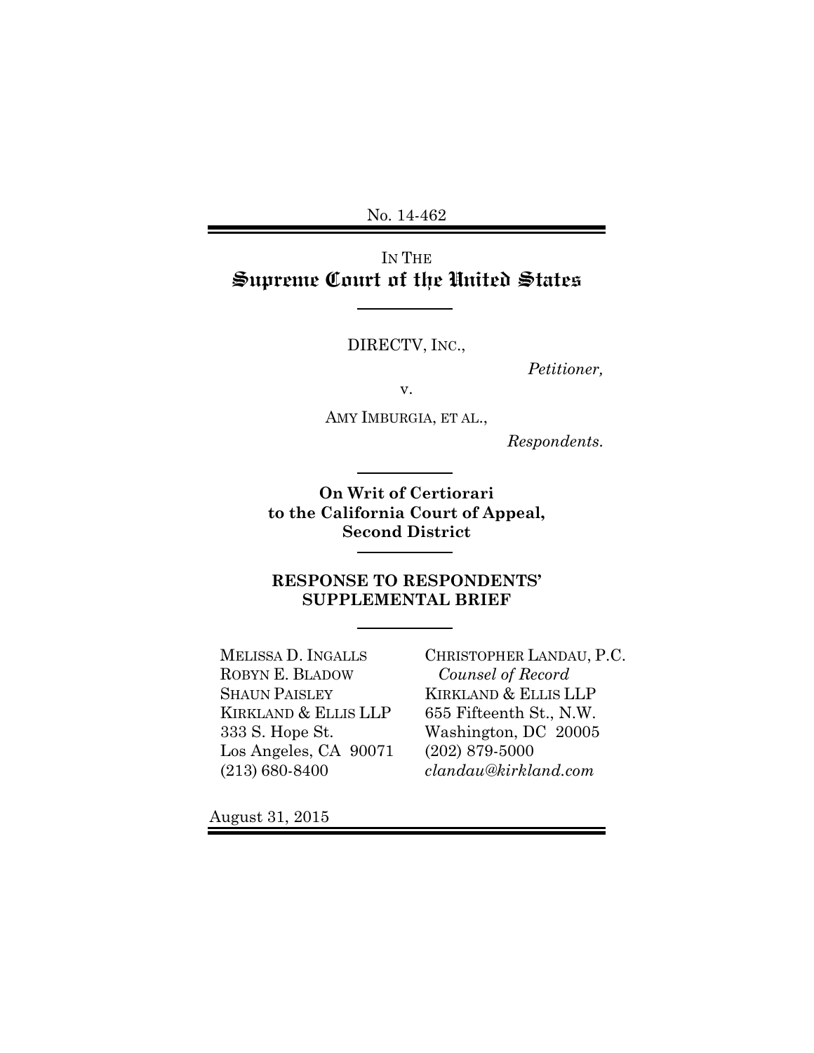No. 14-462

IN THE
# Supreme Court of the United States

DIRECTV, INC.,

*Petitioner,*

v.

AMY IMBURGIA, ET AL.,

*Respondents.*

**On Writ of Certiorari to the California Court of Appeal, Second District**

## RESPONSE TO RESPONDENTS' SUPPLEMENTAL BRIEF

MELISSA D. INGALLS
ROBYN E. BLADOW
SHAUN PAISLEY
KIRKLAND & ELLIS LLP
333 S. Hope St.
Los Angeles, CA 90071
(213) 680-8400

CHRISTOPHER LANDAU, P.C.
*Counsel of Record*
KIRKLAND & ELLIS LLP
655 Fifteenth St., N.W.
Washington, DC 20005
(202) 879-5000
*clandau@kirkland.com*

August 31, 2015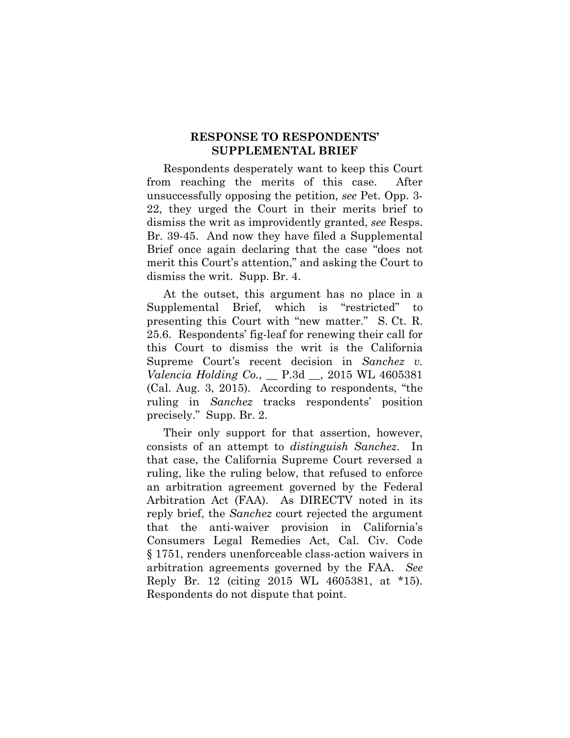## RESPONSE TO RESPONDENTS' SUPPLEMENTAL BRIEF

Respondents desperately want to keep this Court from reaching the merits of this case. After unsuccessfully opposing the petition, *see* Pet. Opp. 3-22, they urged the Court in their merits brief to dismiss the writ as improvidently granted, *see* Resps. Br. 39-45. And now they have filed a Supplemental Brief once again declaring that the case "does not merit this Court's attention," and asking the Court to dismiss the writ. Supp. Br. 4.

At the outset, this argument has no place in a Supplemental Brief, which is "restricted" to presenting this Court with "new matter." S. Ct. R. 25.6. Respondents' fig-leaf for renewing their call for this Court to dismiss the writ is the California Supreme Court's recent decision in *Sanchez v. Valencia Holding Co.*, __ P.3d __, 2015 WL 4605381 (Cal. Aug. 3, 2015). According to respondents, "the ruling in *Sanchez* tracks respondents' position precisely." Supp. Br. 2.

Their only support for that assertion, however, consists of an attempt to *distinguish Sanchez*. In that case, the California Supreme Court reversed a ruling, like the ruling below, that refused to enforce an arbitration agreement governed by the Federal Arbitration Act (FAA). As DIRECTV noted in its reply brief, the *Sanchez* court rejected the argument that the anti-waiver provision in California's Consumers Legal Remedies Act, Cal. Civ. Code § 1751, renders unenforceable class-action waivers in arbitration agreements governed by the FAA. *See* Reply Br. 12 (citing 2015 WL 4605381, at *15). Respondents do not dispute that point.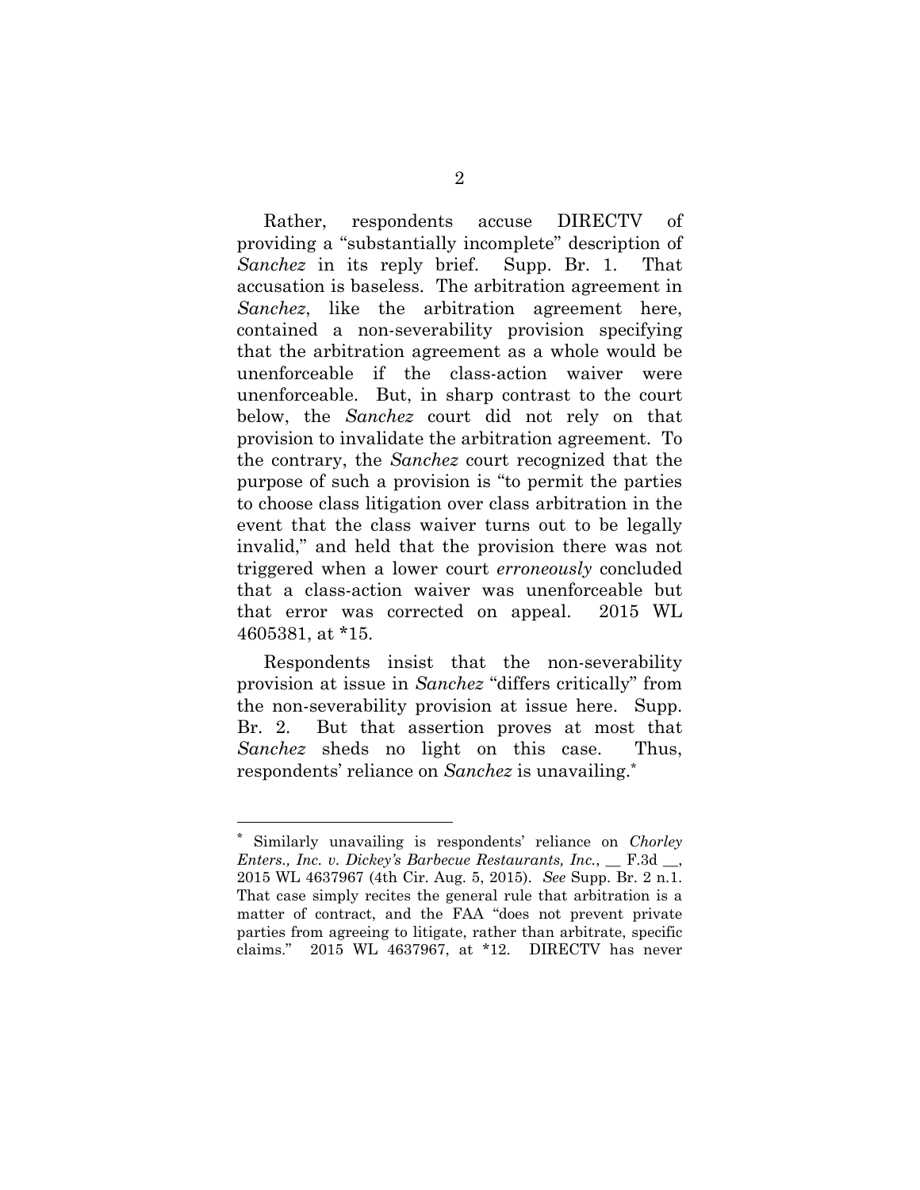Rather, respondents accuse DIRECTV of providing a "substantially incomplete" description of *Sanchez* in its reply brief. Supp. Br. 1. That accusation is baseless. The arbitration agreement in *Sanchez*, like the arbitration agreement here, contained a non-severability provision specifying that the arbitration agreement as a whole would be unenforceable if the class-action waiver were unenforceable. But, in sharp contrast to the court below, the *Sanchez* court did not rely on that provision to invalidate the arbitration agreement. To the contrary, the *Sanchez* court recognized that the purpose of such a provision is "to permit the parties to choose class litigation over class arbitration in the event that the class waiver turns out to be legally invalid," and held that the provision there was not triggered when a lower court *erroneously* concluded that a class-action waiver was unenforceable but that error was corrected on appeal. 2015 WL 4605381, at *15.

Respondents insist that the non-severability provision at issue in *Sanchez* "differs critically" from the non-severability provision at issue here. Supp. Br. 2. But that assertion proves at most that *Sanchez* sheds no light on this case. Thus, respondents' reliance on *Sanchez* is unavailing.*

---

* Similarly unavailing is respondents' reliance on *Chorley Enters., Inc. v. Dickey's Barbecue Restaurants, Inc.*, __ F.3d __, 2015 WL 4637967 (4th Cir. Aug. 5, 2015). *See* Supp. Br. 2 n.1. That case simply recites the general rule that arbitration is a matter of contract, and the FAA "does not prevent private parties from agreeing to litigate, rather than arbitrate, specific claims." 2015 WL 4637967, at *12. DIRECTV has never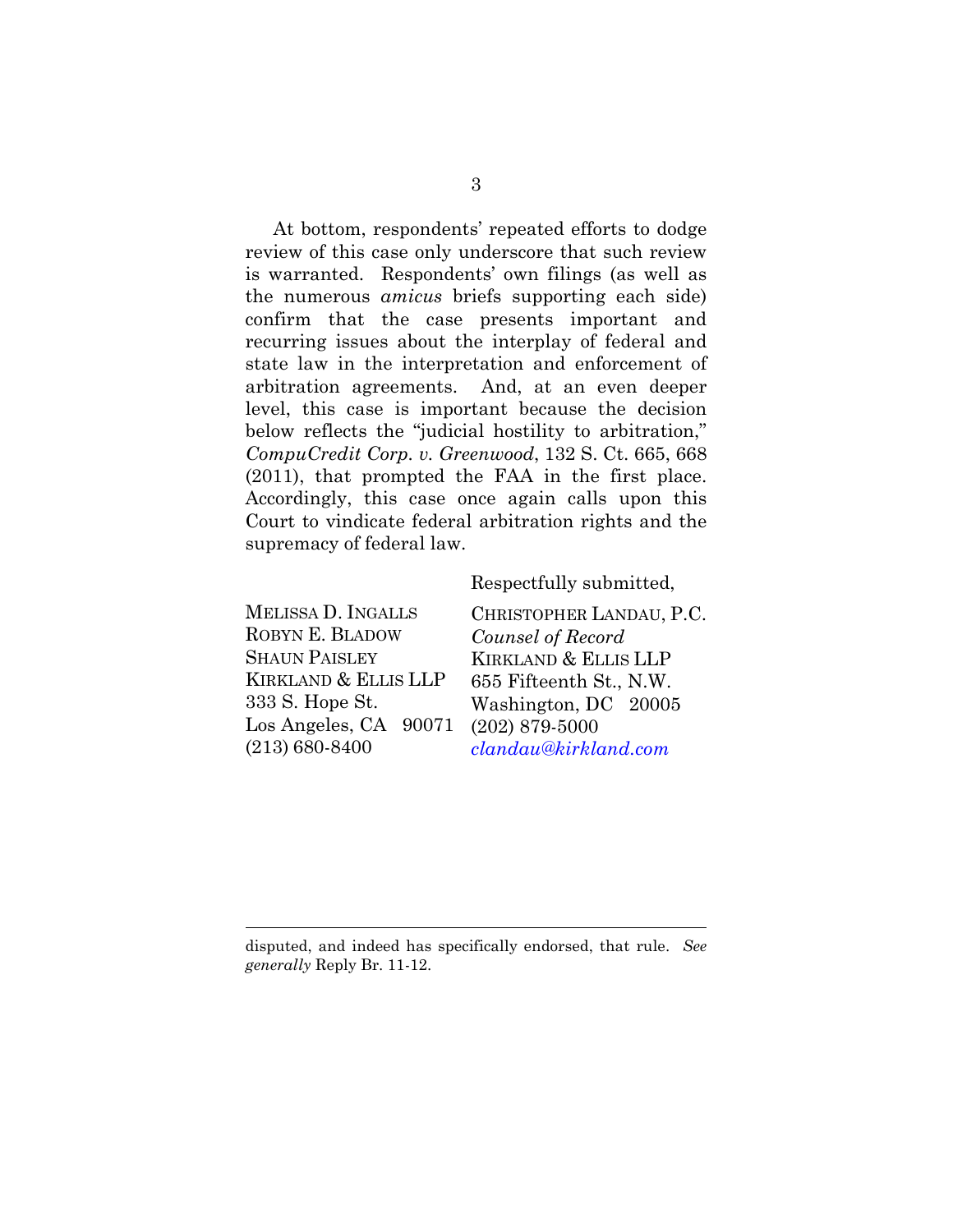At bottom, respondents' repeated efforts to dodge review of this case only underscore that such review is warranted. Respondents' own filings (as well as the numerous *amicus* briefs supporting each side) confirm that the case presents important and recurring issues about the interplay of federal and state law in the interpretation and enforcement of arbitration agreements. And, at an even deeper level, this case is important because the decision below reflects the "judicial hostility to arbitration," *CompuCredit Corp. v. Greenwood*, 132 S. Ct. 665, 668 (2011), that prompted the FAA in the first place. Accordingly, this case once again calls upon this Court to vindicate federal arbitration rights and the supremacy of federal law.

Respectfully submitted,

MELISSA D. INGALLS
ROBYN E. BLADOW
SHAUN PAISLEY
KIRKLAND & ELLIS LLP
333 S. Hope St.
Los Angeles, CA 90071
(213) 680-8400

CHRISTOPHER LANDAU, P.C.
*Counsel of Record*
KIRKLAND & ELLIS LLP
655 Fifteenth St., N.W.
Washington, DC 20005
(202) 879-5000
clandau@kirkland.com

---

disputed, and indeed has specifically endorsed, that rule. *See generally* Reply Br. 11-12.